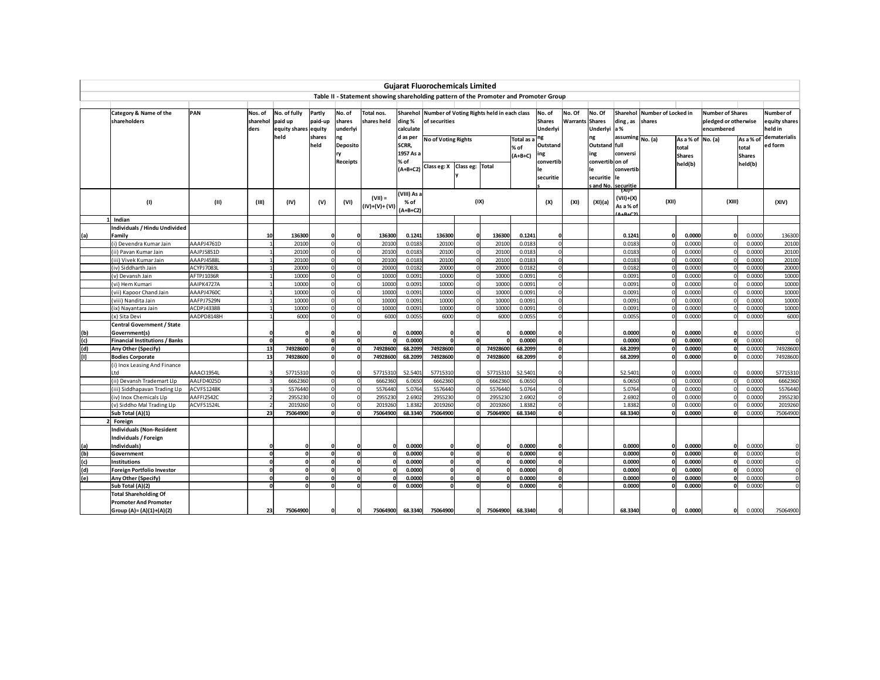# Gujarat Fluorochemicals Limited

## Table II - Statement showing shareholding pattern of the Promoter and Promoter Group

| | Category & Name of the shareholders | PAN | Nos. of shareholders | No. of fully paid up equity shares held | Partly paid-up equity shares held | No. of shares underlying Depository Receipts | Total nos. shares held | Shareholding % calculated as per SCRR, 1957 As a % of (A+B+C2) | Number of Voting Rights held in each class of securities | | | | No. of Shares Underlying Outstanding convertible securities | No. Of Warrants | No. Of Shares Underlying Outstanding convertible securities and No. Of Warrants | Shareholding , as a % assuming full conversion of convertible securities | Number of Locked in shares | | Number of Shares pledged or otherwise encumbered | | Number of equity shares held in dematerialised form |
|---|---|---|---|---|---|---|---|---|---|---|---|---|---|---|---|---|---|---|---|---|---|
| | | | | | | | | | No of Voting Rights | | | Total as a % of (A+B+C) | | | | | No. (a) | As a % of total Shares held(b) | No. (a) | As a % of total Shares held(b) | |
| | | | | | | | | | Class eg: X | Class eg: y | Total | | | | | | | | | | |
| | (I) | (II) | (III) | (IV) | (V) | (VI) | (VII) = (IV)+(V)+ (VI) | (VIII) As a % of (A+B+C2) | (IX) | | | | (X) | (XI) | (XI)(a) | (XI)= (VII)+(X) As a % of (A+B+C2) | (XII) | | (XIII) | | (XIV) |
| 1 | **Indian** | | | | | | | | | | | | | | | | | | | | |
| (a) | **Individuals / Hindu Undivided Family** | | **10** | **136300** | **0** | **0** | **136300** | **0.1241** | **136300** | **0** | **136300** | **0.1241** | **0** | | | **0.1241** | **0** | **0.0000** | **0** | 0.0000 | 136300 |
| | (i) Devendra Kumar Jain | AAAPJ4761D | 1 | 20100 | 0 | 0 | 20100 | 0.0183 | 20100 | 0 | 20100 | 0.0183 | 0 | | | 0.0183 | 0 | 0.0000 | 0 | 0.0000 | 20100 |
| | (ii) Pavan Kumar Jain | AAJPJ5851D | 1 | 20100 | 0 | 0 | 20100 | 0.0183 | 20100 | 0 | 20100 | 0.0183 | 0 | | | 0.0183 | 0 | 0.0000 | 0 | 0.0000 | 20100 |
| | (iii) Vivek Kumar Jain | AAAPJ4588L | 1 | 20100 | 0 | 0 | 20100 | 0.0183 | 20100 | 0 | 20100 | 0.0183 | 0 | | | 0.0183 | 0 | 0.0000 | 0 | 0.0000 | 20100 |
| | (iv) Siddharth Jain | ACYPJ7083L | 1 | 20000 | 0 | 0 | 20000 | 0.0182 | 20000 | 0 | 20000 | 0.0182 | 0 | | | 0.0182 | 0 | 0.0000 | 0 | 0.0000 | 20000 |
| | (v) Devansh Jain | AFTPJ1036R | 1 | 10000 | 0 | 0 | 10000 | 0.0091 | 10000 | 0 | 10000 | 0.0091 | 0 | | | 0.0091 | 0 | 0.0000 | 0 | 0.0000 | 10000 |
| | (vi) Hem Kumari | AAIPK4727A | 1 | 10000 | 0 | 0 | 10000 | 0.0091 | 10000 | 0 | 10000 | 0.0091 | 0 | | | 0.0091 | 0 | 0.0000 | 0 | 0.0000 | 10000 |
| | (vii) Kapoor Chand Jain | AAAPJ4760C | 1 | 10000 | 0 | 0 | 10000 | 0.0091 | 10000 | 0 | 10000 | 0.0091 | 0 | | | 0.0091 | 0 | 0.0000 | 0 | 0.0000 | 10000 |
| | (viii) Nandita Jain | AAFPJ7529N | 1 | 10000 | 0 | 0 | 10000 | 0.0091 | 10000 | 0 | 10000 | 0.0091 | 0 | | | 0.0091 | 0 | 0.0000 | 0 | 0.0000 | 10000 |
| | (ix) Nayantara Jain | ACDPJ4338B | 1 | 10000 | 0 | 0 | 10000 | 0.0091 | 10000 | 0 | 10000 | 0.0091 | 0 | | | 0.0091 | 0 | 0.0000 | 0 | 0.0000 | 10000 |
| | (x) Sita Devi | AADPD8148H | 1 | 6000 | 0 | 0 | 6000 | 0.0055 | 6000 | 0 | 6000 | 0.0055 | 0 | | | 0.0055 | 0 | 0.0000 | 0 | 0.0000 | 6000 |
| (b) | **Central Government / State Government(s)** | | **0** | **0** | **0** | **0** | **0** | **0.0000** | **0** | **0** | **0** | **0.0000** | **0** | | | **0.0000** | **0** | **0.0000** | **0** | 0.0000 | 0 |
| (c) | **Financial Institutions / Banks** | | **0** | **0** | **0** | **0** | **0** | **0.0000** | **0** | **0** | **0** | **0.0000** | **0** | | | **0.0000** | **0** | **0.0000** | **0** | 0.0000 | 0 |
| (d) | **Any Other (Specify)** | | **13** | **74928600** | **0** | **0** | **74928600** | **68.2099** | **74928600** | **0** | **74928600** | **68.2099** | **0** | | | **68.2099** | **0** | **0.0000** | **0** | 0.0000 | 74928600 |
| [I] | **Bodies Corporate** | | **13** | **74928600** | **0** | **0** | **74928600** | **68.2099** | **74928600** | **0** | **74928600** | **68.2099** | **0** | | | **68.2099** | **0** | **0.0000** | **0** | 0.0000 | 74928600 |
| | (i) Inox Leasing And Finance Ltd | AAACI1954L | 3 | 57715310 | 0 | 0 | 57715310 | 52.5401 | 57715310 | 0 | 57715310 | 52.5401 | 0 | | | 52.5401 | 0 | 0.0000 | 0 | 0.0000 | 57715310 |
| | (ii) Devansh Trademart Llp | AALFD4025D | 3 | 6662360 | 0 | 0 | 6662360 | 6.0650 | 6662360 | 0 | 6662360 | 6.0650 | 0 | | | 6.0650 | 0 | 0.0000 | 0 | 0.0000 | 6662360 |
| | (iii) Siddhapavan Trading Llp | ACVFS1248K | 3 | 5576440 | 0 | 0 | 5576440 | 5.0764 | 5576440 | 0 | 5576440 | 5.0764 | 0 | | | 5.0764 | 0 | 0.0000 | 0 | 0.0000 | 5576440 |
| | (iv) Inox Chemicals Llp | AAFFI2542C | 2 | 2955230 | 0 | 0 | 2955230 | 2.6902 | 2955230 | 0 | 2955230 | 2.6902 | 0 | | | 2.6902 | 0 | 0.0000 | 0 | 0.0000 | 2955230 |
| | (v) Siddho Mal Trading Llp | ACVFS1524L | 2 | 2019260 | 0 | 0 | 2019260 | 1.8382 | 2019260 | 0 | 2019260 | 1.8382 | 0 | | | 1.8382 | 0 | 0.0000 | 0 | 0.0000 | 2019260 |
| | **Sub Total (A)(1)** | | **23** | **75064900** | **0** | **0** | **75064900** | **68.3340** | **75064900** | **0** | **75064900** | **68.3340** | **0** | | | **68.3340** | **0** | **0.0000** | **0** | 0.0000 | 75064900 |
| 2 | **Foreign** | | | | | | | | | | | | | | | | | | | | |
| (a) | **Individuals (Non-Resident Individuals / Foreign Individuals)** | | **0** | **0** | **0** | **0** | **0** | **0.0000** | **0** | **0** | **0** | **0.0000** | **0** | | | **0.0000** | **0** | **0.0000** | **0** | 0.0000 | 0 |
| (b) | **Government** | | **0** | **0** | **0** | **0** | **0** | **0.0000** | **0** | **0** | **0** | **0.0000** | **0** | | | **0.0000** | **0** | **0.0000** | **0** | 0.0000 | 0 |
| (c) | **Institutions** | | **0** | **0** | **0** | **0** | **0** | **0.0000** | **0** | **0** | **0** | **0.0000** | **0** | | | **0.0000** | **0** | **0.0000** | **0** | 0.0000 | 0 |
| (d) | **Foreign Portfolio Investor** | | **0** | **0** | **0** | **0** | **0** | **0.0000** | **0** | **0** | **0** | **0.0000** | **0** | | | **0.0000** | **0** | **0.0000** | **0** | 0.0000 | 0 |
| (e) | **Any Other (Specify)** | | **0** | **0** | **0** | **0** | **0** | **0.0000** | **0** | **0** | **0** | **0.0000** | **0** | | | **0.0000** | **0** | **0.0000** | **0** | 0.0000 | 0 |
| | **Sub Total (A)(2)** | | **0** | **0** | **0** | **0** | **0** | **0.0000** | **0** | **0** | **0** | **0.0000** | **0** | | | **0.0000** | **0** | **0.0000** | **0** | 0.0000 | 0 |
| | **Total Shareholding Of Promoter And Promoter Group (A)= (A)(1)+(A)(2)** | | **23** | **75064900** | **0** | **0** | **75064900** | **68.3340** | **75064900** | **0** | **75064900** | **68.3340** | **0** | | | **68.3340** | **0** | **0.0000** | **0** | 0.0000 | 75064900 |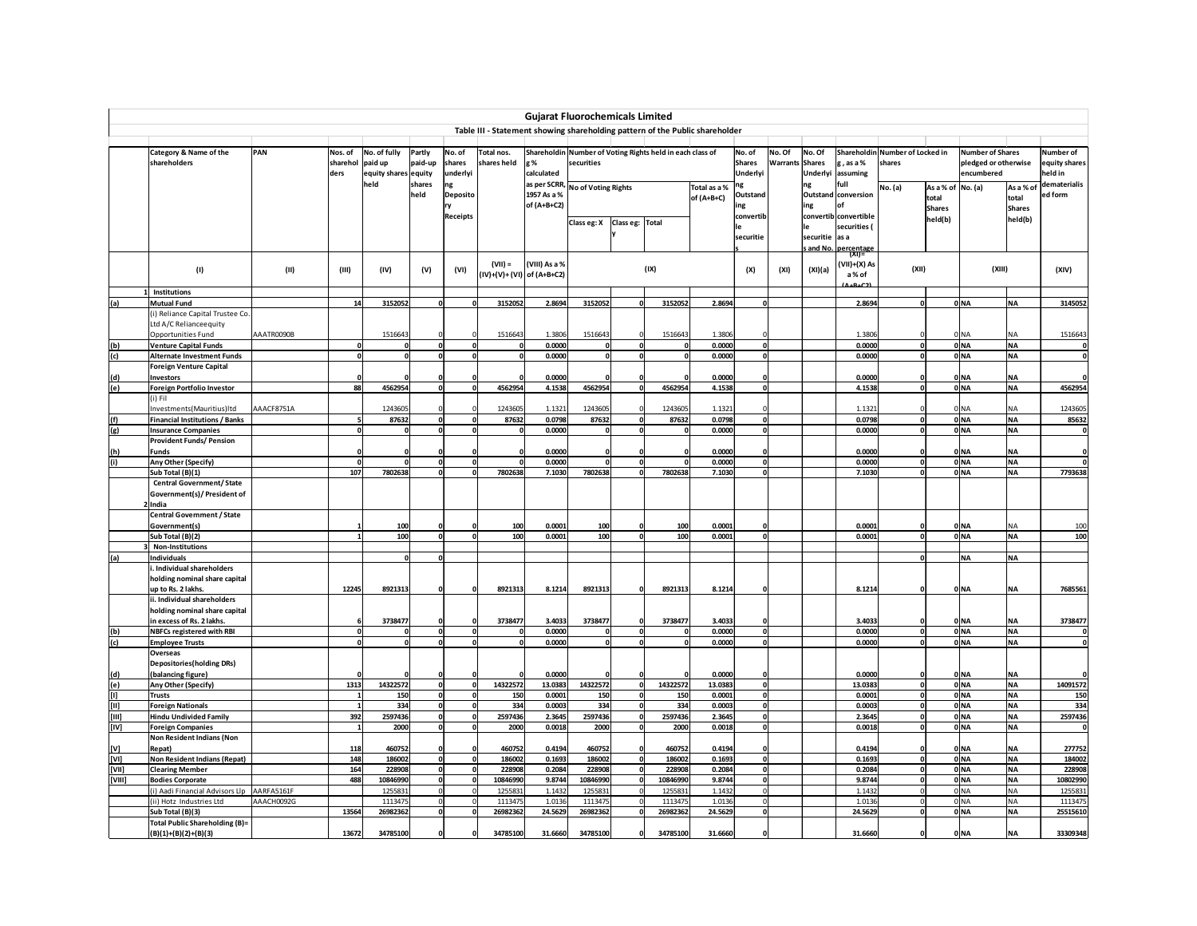# Gujarat Fluorochemicals Limited

## Table III - Statement showing shareholding pattern of the Public shareholder

| | Category & Name of the shareholders | PAN | Nos. of shareholders | No. of fully paid up equity shares held | Partly paid-up equity shares held | No. of shares underlying Depository Receipts | Total nos. shares held | Shareholding % calculated as per SCRR, 1957 As a % of (A+B+C2) | Number of Voting Rights held in each class of securities | | | | No. of Shares Underlying Outstanding convertible securities | No. Of Warrants | No. Of Shares Underlying Outstanding convertible securities and No. | Shareholding, as a % assuming full conversion of convertible securities ( as a percentage | Number of Locked in shares | | Number of Shares pledged or otherwise encumbered | | Number of equity shares held in dematerialized form |
|---|---|---|---|---|---|---|---|---|---|---|---|---|---|---|---|---|---|---|---|---|---|
| | | | | | | | | | No of Voting Rights | | | Total as a % of (A+B+C) | | | | | No. (a) | As a % of total Shares held(b) | No. (a) | As a % of total Shares held(b) | |
| | | | | | | | | | Class eg: X | Class eg: y | Total | | | | | | | | | | |
| | (I) | (II) | (III) | (IV) | (V) | (VI) | (VII) = (IV)+(V)+ (VI) | (VIII) As a % of (A+B+C2) | (IX) | | | | (X) | (XI) | (XI)(a) | (XI)= (VII)+(X) As a % of (A+B+C2) | (XII) | | (XIII) | | (XIV) |
| 1 | **Institutions** | | | | | | | | | | | | | | | | | | | | |
| (a) | **Mutual Fund** | | 14 | 3152052 | 0 | 0 | 3152052 | 2.8694 | 3152052 | 0 | 3152052 | 2.8694 | 0 | | | 2.8694 | 0 | 0 | NA | NA | 3145052 |
| | (i) Reliance Capital Trustee Co. Ltd A/C Relianceequity Opportunities Fund | AAATR0090B | | 1516643 | 0 | 0 | 1516643 | 1.3806 | 1516643 | 0 | 1516643 | 1.3806 | 0 | | | 1.3806 | 0 | 0 | NA | NA | 1516643 |
| (b) | **Venture Capital Funds** | | 0 | 0 | 0 | 0 | 0 | 0.0000 | 0 | 0 | 0 | 0.0000 | 0 | | | 0.0000 | 0 | 0 | NA | NA | 0 |
| (c) | **Alternate Investment Funds** | | 0 | 0 | 0 | 0 | 0 | 0.0000 | 0 | 0 | 0 | 0.0000 | 0 | | | 0.0000 | 0 | 0 | NA | NA | 0 |
| (d) | **Foreign Venture Capital Investors** | | 0 | 0 | 0 | 0 | 0 | 0.0000 | 0 | 0 | 0 | 0.0000 | 0 | | | 0.0000 | 0 | 0 | NA | NA | 0 |
| (e) | **Foreign Portfolio Investor** | | 88 | 4562954 | 0 | 0 | 4562954 | 4.1538 | 4562954 | 0 | 4562954 | 4.1538 | 0 | | | 4.1538 | 0 | 0 | NA | NA | 4562954 |
| | (i) Fil Investments(Mauritius)ltd | AAACF8751A | | 1243605 | 0 | 0 | 1243605 | 1.1321 | 1243605 | 0 | 1243605 | 1.1321 | 0 | | | 1.1321 | 0 | 0 | NA | NA | 1243605 |
| (f) | **Financial Institutions / Banks** | | 5 | 87632 | 0 | 0 | 87632 | 0.0798 | 87632 | 0 | 87632 | 0.0798 | 0 | | | 0.0798 | 0 | 0 | NA | NA | 85632 |
| (g) | **Insurance Companies** | | 0 | 0 | 0 | 0 | 0 | 0.0000 | 0 | 0 | 0 | 0.0000 | 0 | | | 0.0000 | 0 | 0 | NA | NA | 0 |
| (h) | **Provident Funds/ Pension Funds** | | 0 | 0 | 0 | 0 | 0 | 0.0000 | 0 | 0 | 0 | 0.0000 | 0 | | | 0.0000 | 0 | 0 | NA | NA | 0 |
| (i) | **Any Other (Specify)** | | 0 | 0 | 0 | 0 | 0 | 0.0000 | 0 | 0 | 0 | 0.0000 | 0 | | | 0.0000 | 0 | 0 | NA | NA | 0 |
| | **Sub Total (B)(1)** | | 107 | 7802638 | 0 | 0 | 7802638 | 7.1030 | 7802638 | 0 | 7802638 | 7.1030 | 0 | | | 7.1030 | 0 | 0 | NA | NA | 7793638 |
| 2 | **Central Government/ State Government(s)/ President of India** | | | | | | | | | | | | | | | | | | | | |
| | **Central Government / State Government(s)** | | 1 | 100 | 0 | 0 | 100 | 0.0001 | 100 | 0 | 100 | 0.0001 | 0 | | | 0.0001 | 0 | 0 | NA | NA | 100 |
| | **Sub Total (B)(2)** | | 1 | 100 | 0 | 0 | 100 | 0.0001 | 100 | 0 | 100 | 0.0001 | 0 | | | 0.0001 | 0 | 0 | NA | NA | 100 |
| 3 | **Non-Institutions** | | | | | | | | | | | | | | | | | | | | |
| (a) | **Individuals** | | | 0 | 0 | | | | | | | | | | | | 0 | | NA | NA | |
| | **i. Individual shareholders holding nominal share capital up to Rs. 2 lakhs.** | | 12245 | 8921313 | 0 | 0 | 8921313 | 8.1214 | 8921313 | 0 | 8921313 | 8.1214 | 0 | | | 8.1214 | 0 | 0 | NA | NA | 7685561 |
| | **ii. Individual shareholders holding nominal share capital in excess of Rs. 2 lakhs.** | | 6 | 3738477 | 0 | 0 | 3738477 | 3.4033 | 3738477 | 0 | 3738477 | 3.4033 | 0 | | | 3.4033 | 0 | 0 | NA | NA | 3738477 |
| (b) | **NBFCs registered with RBI** | | 0 | 0 | 0 | 0 | 0 | 0.0000 | 0 | 0 | 0 | 0.0000 | 0 | | | 0.0000 | 0 | 0 | NA | NA | 0 |
| (c) | **Employee Trusts** | | 0 | 0 | 0 | 0 | 0 | 0.0000 | 0 | 0 | 0 | 0.0000 | 0 | | | 0.0000 | 0 | 0 | NA | NA | 0 |
| (d) | **Overseas Depositories(holding DRs) (balancing figure)** | | 0 | 0 | 0 | 0 | 0 | 0.0000 | 0 | 0 | 0 | 0.0000 | 0 | | | 0.0000 | 0 | 0 | NA | NA | 0 |
| (e) | **Any Other (Specify)** | | 1313 | 14322572 | 0 | 0 | 14322572 | 13.0383 | 14322572 | 0 | 14322572 | 13.0383 | 0 | | | 13.0383 | 0 | 0 | NA | NA | 14091572 |
| [I] | **Trusts** | | 1 | 150 | 0 | 0 | 150 | 0.0001 | 150 | 0 | 150 | 0.0001 | 0 | | | 0.0001 | 0 | 0 | NA | NA | 150 |
| [II] | **Foreign Nationals** | | 1 | 334 | 0 | 0 | 334 | 0.0003 | 334 | 0 | 334 | 0.0003 | 0 | | | 0.0003 | 0 | 0 | NA | NA | 334 |
| [III] | **Hindu Undivided Family** | | 392 | 2597436 | 0 | 0 | 2597436 | 2.3645 | 2597436 | 0 | 2597436 | 2.3645 | 0 | | | 2.3645 | 0 | 0 | NA | NA | 2597436 |
| [IV] | **Foreign Companies** | | 1 | 2000 | 0 | 0 | 2000 | 0.0018 | 2000 | 0 | 2000 | 0.0018 | 0 | | | 0.0018 | 0 | 0 | NA | NA | 0 |
| [V] | **Non Resident Indians (Non Repat)** | | 118 | 460752 | 0 | 0 | 460752 | 0.4194 | 460752 | 0 | 460752 | 0.4194 | 0 | | | 0.4194 | 0 | 0 | NA | NA | 277752 |
| [VI] | **Non Resident Indians (Repat)** | | 148 | 186002 | 0 | 0 | 186002 | 0.1693 | 186002 | 0 | 186002 | 0.1693 | 0 | | | 0.1693 | 0 | 0 | NA | NA | 184002 |
| [VII] | **Clearing Member** | | 164 | 228908 | 0 | 0 | 228908 | 0.2084 | 228908 | 0 | 228908 | 0.2084 | 0 | | | 0.2084 | 0 | 0 | NA | NA | 228908 |
| [VIII] | **Bodies Corporate** | | 488 | 10846990 | 0 | 0 | 10846990 | 9.8744 | 10846990 | 0 | 10846990 | 9.8744 | 0 | | | 9.8744 | 0 | 0 | NA | NA | 10802990 |
| | (i) Aadi Financial Advisors Llp | AARFA5161F | | 1255831 | 0 | 0 | 1255831 | 1.1432 | 1255831 | 0 | 1255831 | 1.1432 | 0 | | | 1.1432 | 0 | 0 | NA | NA | 1255831 |
| | (ii) Hotz Industries Ltd | AAACH0092G | | 1113475 | 0 | 0 | 1113475 | 1.0136 | 1113475 | 0 | 1113475 | 1.0136 | 0 | | | 1.0136 | 0 | 0 | NA | NA | 1113475 |
| | **Sub Total (B)(3)** | | 13564 | 26982362 | 0 | 0 | 26982362 | 24.5629 | 26982362 | 0 | 26982362 | 24.5629 | 0 | | | 24.5629 | 0 | 0 | NA | NA | 25515610 |
| | **Total Public Shareholding (B)= (B)(1)+(B)(2)+(B)(3)** | | 13672 | 34785100 | 0 | 0 | 34785100 | 31.6660 | 34785100 | 0 | 34785100 | 31.6660 | 0 | | | 31.6660 | 0 | 0 | NA | NA | 33309348 |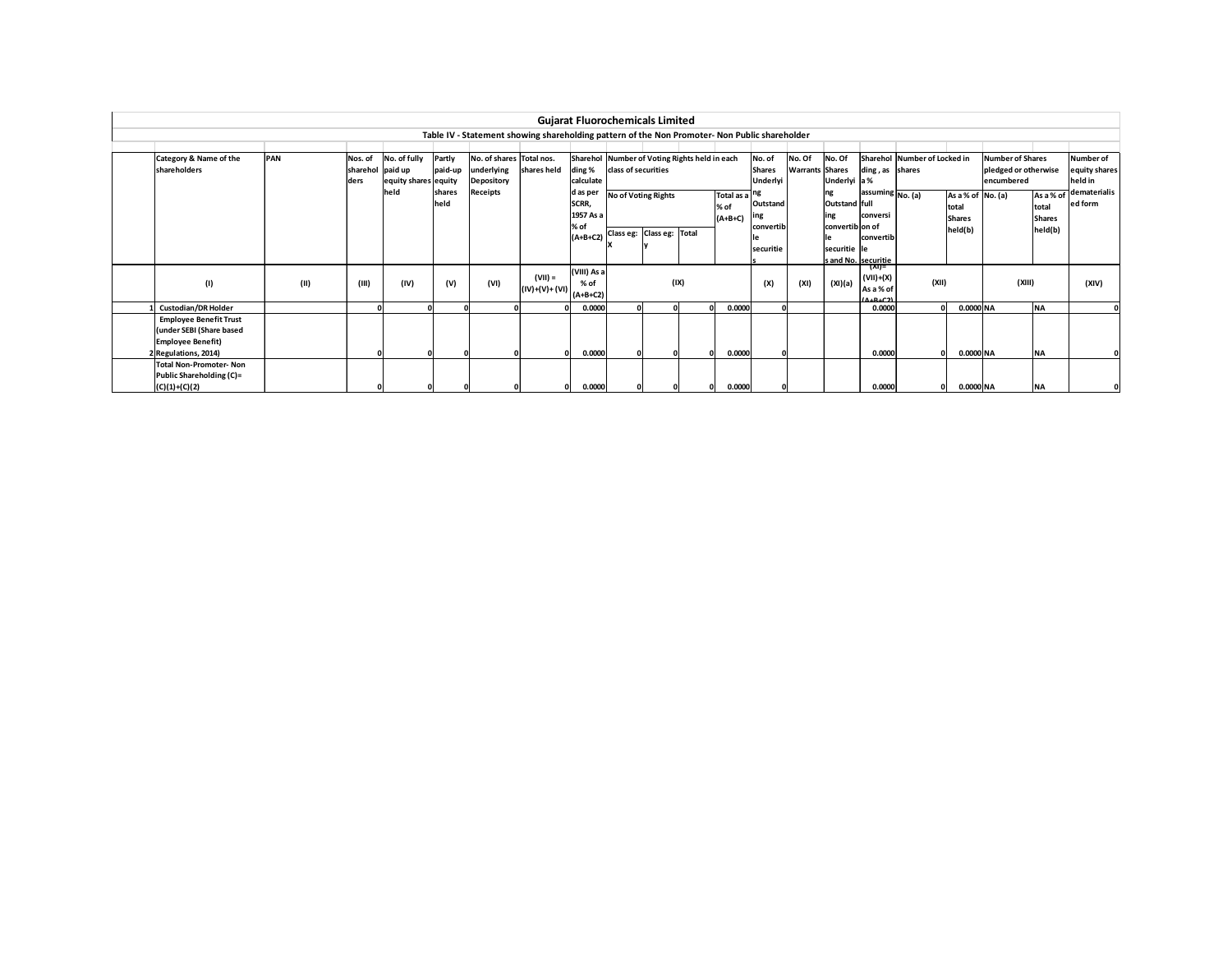# Gujarat Fluorochemicals Limited

## Table IV - Statement showing shareholding pattern of the Non Promoter- Non Public shareholder

| | Category & Name of the shareholders | PAN | Nos. of shareholders | No. of fully paid up equity shares held | Partly paid-up equity shares held | No. of shares underlying Depository Receipts | Total nos. shares held | Shareholding % calculated as per SCRR, 1957 As a % of (A+B+C2) | Number of Voting Rights held in each class of securities | | | | No. of Shares Underlying Outstanding convertible securities | No. Of Warrants | No. Of Shares Underlying Outstanding convertible securities and No. Of Warrants | Shareholding , as a % assuming full conversion of convertible securities | Number of Locked in shares | | Number of Shares pledged or otherwise encumbered | | Number of equity shares held in dematerialised form |
|---|---|---|---|---|---|---|---|---|---|---|---|---|---|---|---|---|---|---|---|---|---|
| | | | | | | | | | No of Voting Rights | | | Total as a % of (A+B+C) | | | | | No. (a) | As a % of total Shares held(b) | No. (a) | As a % of total Shares held(b) | |
| | | | | | | | | | Class eg: X | Class eg: y | Total | | | | | | | | | | |
| | (I) | (II) | (III) | (IV) | (V) | (VI) | (VII) = (IV)+(V)+ (VI) | (VIII) As a % of (A+B+C2) | (IX) | | | | (X) | (XI) | (XI)(a) | (XI)= (VII)+(X) As a % of (A+B+C2) | (XII) | | (XIII) | | (XIV) |
| 1 | Custodian/DR Holder | | 0 | 0 | 0 | 0 | 0 | 0.0000 | 0 | 0 | 0 | 0.0000 | 0 | | | 0.0000 | 0 | 0.0000 | NA | NA | 0 |
| 2 | Employee Benefit Trust (under SEBI (Share based Employee Benefit) Regulations, 2014) | | 0 | 0 | 0 | 0 | 0 | 0.0000 | 0 | 0 | 0 | 0.0000 | 0 | | | 0.0000 | 0 | 0.0000 | NA | NA | 0 |
| | Total Non-Promoter- Non Public Shareholding (C)= (C)(1)+(C)(2) | | 0 | 0 | 0 | 0 | 0 | 0.0000 | 0 | 0 | 0 | 0.0000 | 0 | | | 0.0000 | 0 | 0.0000 | NA | NA | 0 |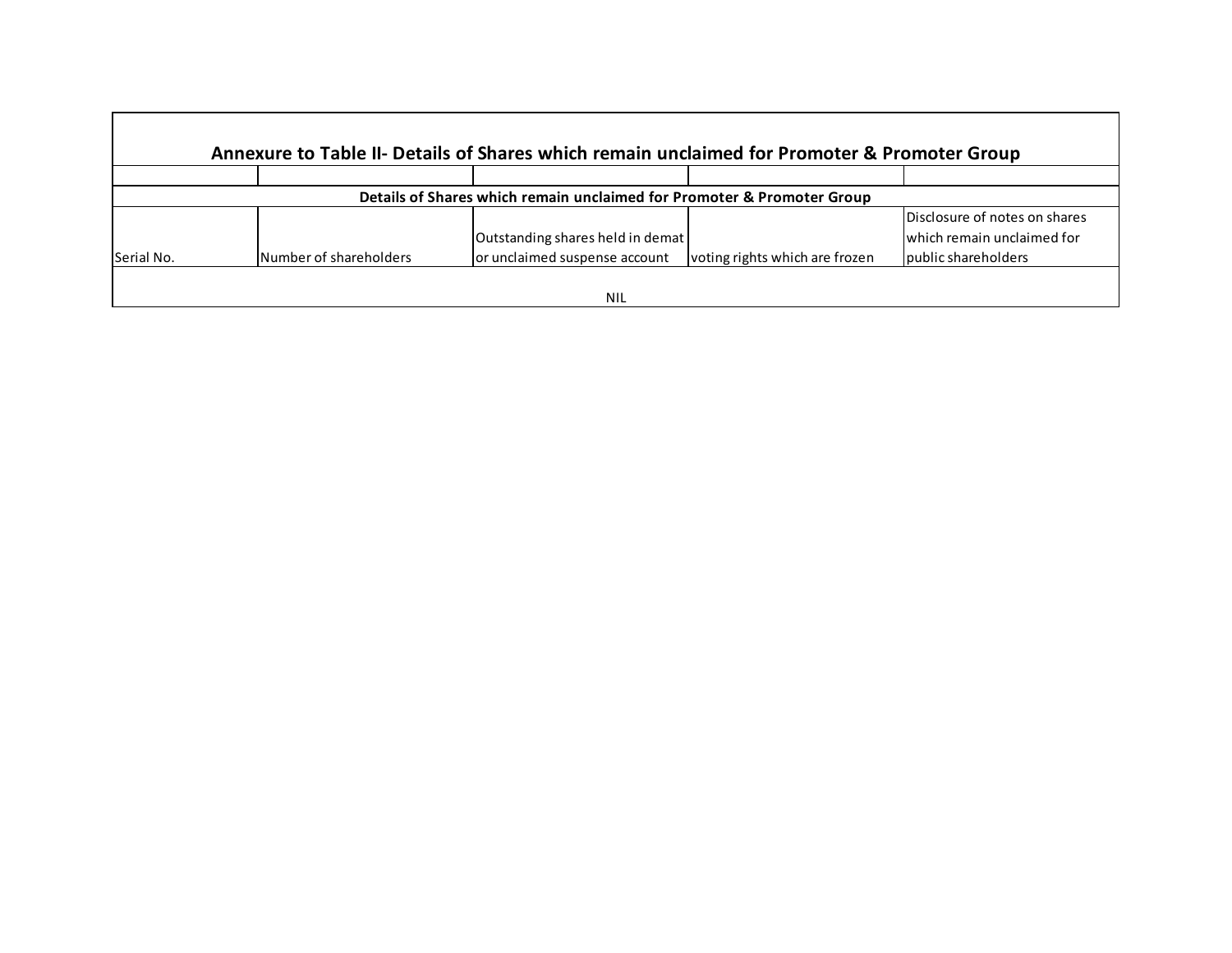## Annexure to Table II- Details of Shares which remain unclaimed for Promoter & Promoter Group

| Details of Shares which remain unclaimed for Promoter & Promoter Group | | | | |
|---|---|---|---|---|
| Serial No. | Number of shareholders | Outstanding shares held in demat or unclaimed suspense account | voting rights which are frozen | Disclosure of notes on shares which remain unclaimed for public shareholders |
| NIL | | | | |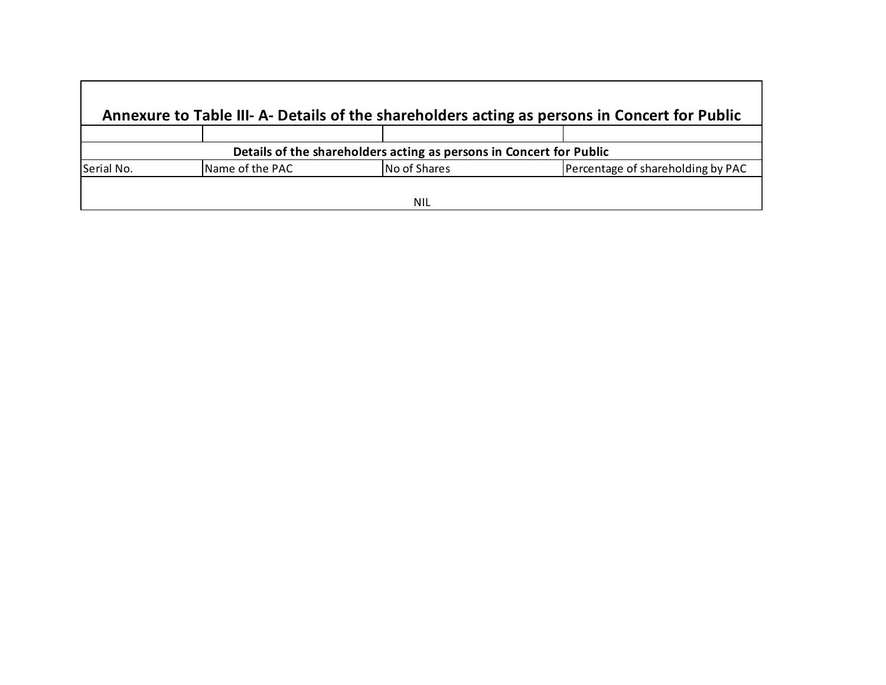## Annexure to Table III- A- Details of the shareholders acting as persons in Concert for Public

| Details of the shareholders acting as persons in Concert for Public | | | |
|---|---|---|---|
| Serial No. | Name of the PAC | No of Shares | Percentage of shareholding by PAC |
| | | NIL | |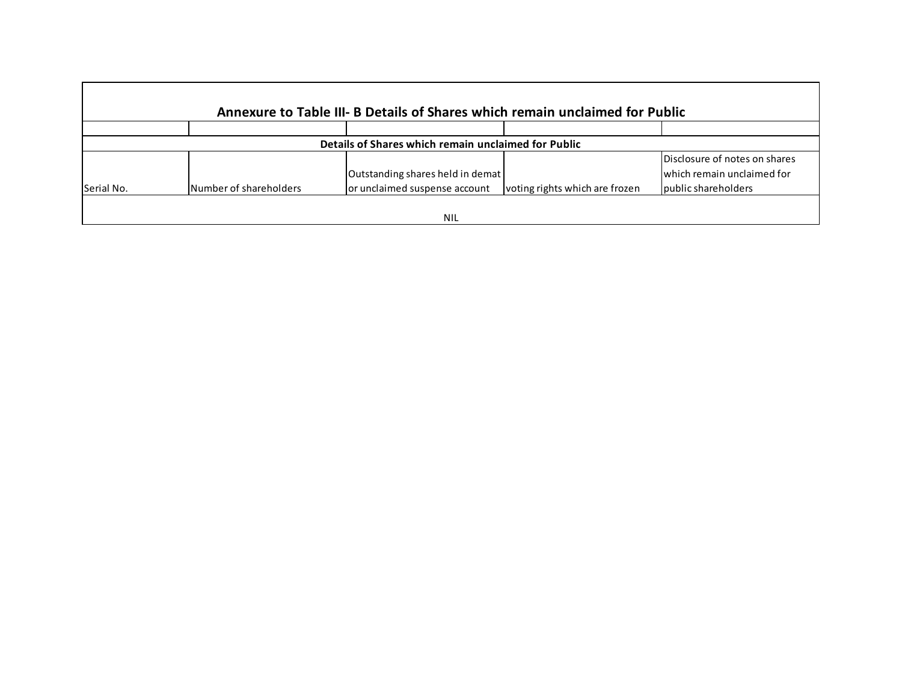## Annexure to Table III- B Details of Shares which remain unclaimed for Public

| | | | | |
|---|---|---|---|---|
| **Details of Shares which remain unclaimed for Public** | | | | |
| Serial No. | Number of shareholders | Outstanding shares held in demat or unclaimed suspense account | voting rights which are frozen | Disclosure of notes on shares which remain unclaimed for public shareholders |
| NIL | | | | |